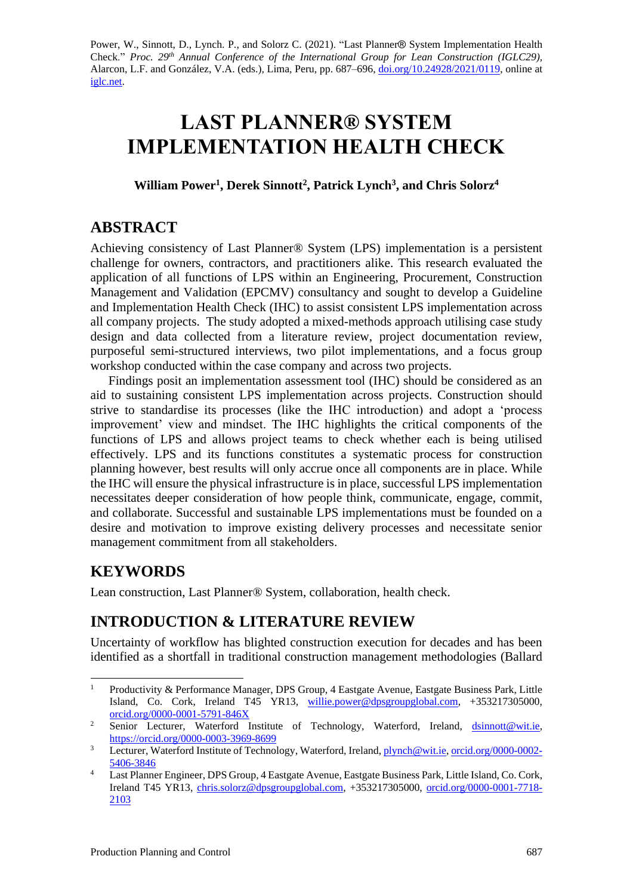Power, W., Sinnott, D., Lynch. P., and Solorz C. (2021). "Last Planner® System Implementation Health Check." *Proc. 29th Annual Conference of the International Group for Lean Construction (IGLC29)*, Alarcon, L.F. and González, V.A. (eds.), Lima, Peru, pp. 687–696, doi.org/10.24928/2021/0119, online at iglc.net.

# LAST PLANNER® SYSTEM IMPLEMENTATION HEALTH CHECK

**William Power[1], Derek Sinnott[2], Patrick Lynch[3], and Chris Solorz[4]**

## ABSTRACT

Achieving consistency of Last Planner® System (LPS) implementation is a persistent challenge for owners, contractors, and practitioners alike. This research evaluated the application of all functions of LPS within an Engineering, Procurement, Construction Management and Validation (EPCMV) consultancy and sought to develop a Guideline and Implementation Health Check (IHC) to assist consistent LPS implementation across all company projects. The study adopted a mixed-methods approach utilising case study design and data collected from a literature review, project documentation review, purposeful semi-structured interviews, two pilot implementations, and a focus group workshop conducted within the case company and across two projects.

Findings posit an implementation assessment tool (IHC) should be considered as an aid to sustaining consistent LPS implementation across projects. Construction should strive to standardise its processes (like the IHC introduction) and adopt a 'process improvement' view and mindset. The IHC highlights the critical components of the functions of LPS and allows project teams to check whether each is being utilised effectively. LPS and its functions constitutes a systematic process for construction planning however, best results will only accrue once all components are in place. While the IHC will ensure the physical infrastructure is in place, successful LPS implementation necessitates deeper consideration of how people think, communicate, engage, commit, and collaborate. Successful and sustainable LPS implementations must be founded on a desire and motivation to improve existing delivery processes and necessitate senior management commitment from all stakeholders.

## KEYWORDS

Lean construction, Last Planner® System, collaboration, health check.

## INTRODUCTION & LITERATURE REVIEW

Uncertainty of workflow has blighted construction execution for decades and has been identified as a shortfall in traditional construction management methodologies (Ballard

---

[1] Productivity & Performance Manager, DPS Group, 4 Eastgate Avenue, Eastgate Business Park, Little Island, Co. Cork, Ireland T45 YR13, willie.power@dpsgroupglobal.com, +353217305000, orcid.org/0000-0001-5791-846X

[2] Senior Lecturer, Waterford Institute of Technology, Waterford, Ireland, dsinnott@wit.ie, https://orcid.org/0000-0003-3969-8699

[3] Lecturer, Waterford Institute of Technology, Waterford, Ireland, plynch@wit.ie, orcid.org/0000-0002-5406-3846

[4] Last Planner Engineer, DPS Group, 4 Eastgate Avenue, Eastgate Business Park, Little Island, Co. Cork, Ireland T45 YR13, chris.solorz@dpsgroupglobal.com, +353217305000, orcid.org/0000-0001-7718-2103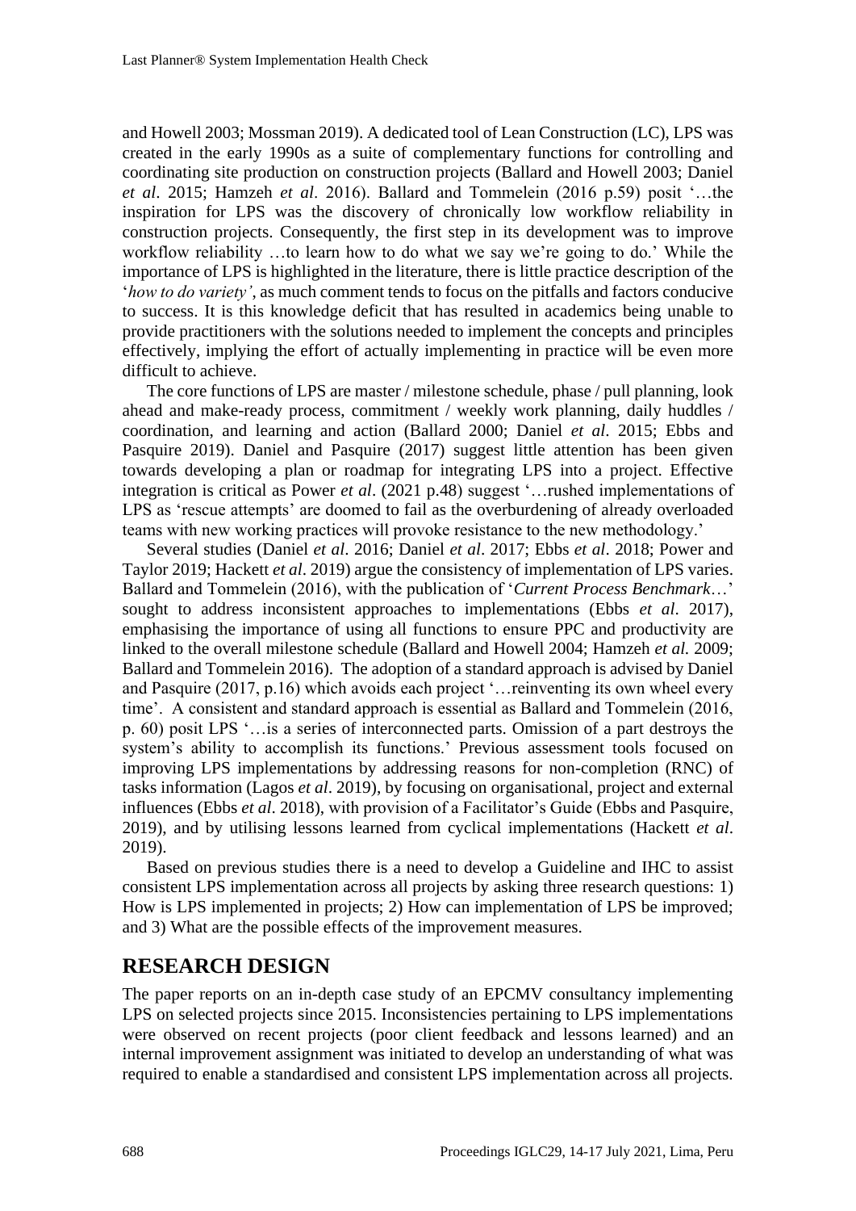and Howell 2003; Mossman 2019). A dedicated tool of Lean Construction (LC), LPS was created in the early 1990s as a suite of complementary functions for controlling and coordinating site production on construction projects (Ballard and Howell 2003; Daniel *et al*. 2015; Hamzeh *et al*. 2016). Ballard and Tommelein (2016 p.59) posit '…the inspiration for LPS was the discovery of chronically low workflow reliability in construction projects. Consequently, the first step in its development was to improve workflow reliability …to learn how to do what we say we're going to do.' While the importance of LPS is highlighted in the literature, there is little practice description of the '*how to do variety'*, as much comment tends to focus on the pitfalls and factors conducive to success. It is this knowledge deficit that has resulted in academics being unable to provide practitioners with the solutions needed to implement the concepts and principles effectively, implying the effort of actually implementing in practice will be even more difficult to achieve.

The core functions of LPS are master / milestone schedule, phase / pull planning, look ahead and make-ready process, commitment / weekly work planning, daily huddles / coordination, and learning and action (Ballard 2000; Daniel *et al*. 2015; Ebbs and Pasquire 2019). Daniel and Pasquire (2017) suggest little attention has been given towards developing a plan or roadmap for integrating LPS into a project. Effective integration is critical as Power *et al*. (2021 p.48) suggest '…rushed implementations of LPS as 'rescue attempts' are doomed to fail as the overburdening of already overloaded teams with new working practices will provoke resistance to the new methodology.'

Several studies (Daniel *et al*. 2016; Daniel *et al*. 2017; Ebbs *et al*. 2018; Power and Taylor 2019; Hackett *et al*. 2019) argue the consistency of implementation of LPS varies. Ballard and Tommelein (2016), with the publication of '*Current Process Benchmark*…' sought to address inconsistent approaches to implementations (Ebbs *et al*. 2017), emphasising the importance of using all functions to ensure PPC and productivity are linked to the overall milestone schedule (Ballard and Howell 2004; Hamzeh *et al.* 2009; Ballard and Tommelein 2016). The adoption of a standard approach is advised by Daniel and Pasquire (2017, p.16) which avoids each project '…reinventing its own wheel every time'. A consistent and standard approach is essential as Ballard and Tommelein (2016, p. 60) posit LPS '…is a series of interconnected parts. Omission of a part destroys the system's ability to accomplish its functions.' Previous assessment tools focused on improving LPS implementations by addressing reasons for non-completion (RNC) of tasks information (Lagos *et al*. 2019), by focusing on organisational, project and external influences (Ebbs *et al*. 2018), with provision of a Facilitator's Guide (Ebbs and Pasquire, 2019), and by utilising lessons learned from cyclical implementations (Hackett *et al*. 2019).

Based on previous studies there is a need to develop a Guideline and IHC to assist consistent LPS implementation across all projects by asking three research questions: 1) How is LPS implemented in projects; 2) How can implementation of LPS be improved; and 3) What are the possible effects of the improvement measures.

## RESEARCH DESIGN

The paper reports on an in-depth case study of an EPCMV consultancy implementing LPS on selected projects since 2015. Inconsistencies pertaining to LPS implementations were observed on recent projects (poor client feedback and lessons learned) and an internal improvement assignment was initiated to develop an understanding of what was required to enable a standardised and consistent LPS implementation across all projects.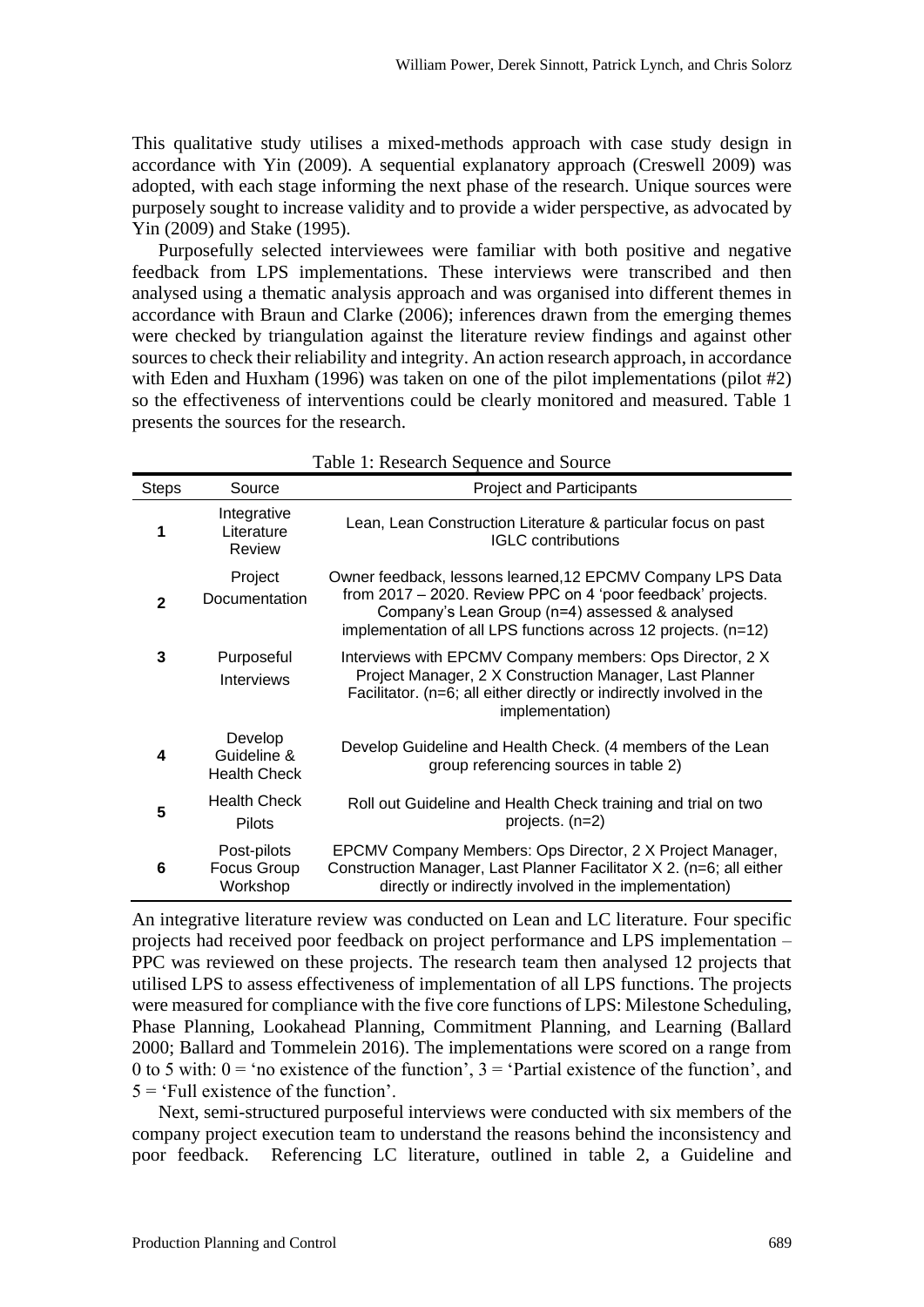This qualitative study utilises a mixed-methods approach with case study design in accordance with Yin (2009). A sequential explanatory approach (Creswell 2009) was adopted, with each stage informing the next phase of the research. Unique sources were purposely sought to increase validity and to provide a wider perspective, as advocated by Yin (2009) and Stake (1995).

Purposefully selected interviewees were familiar with both positive and negative feedback from LPS implementations. These interviews were transcribed and then analysed using a thematic analysis approach and was organised into different themes in accordance with Braun and Clarke (2006); inferences drawn from the emerging themes were checked by triangulation against the literature review findings and against other sources to check their reliability and integrity. An action research approach, in accordance with Eden and Huxham (1996) was taken on one of the pilot implementations (pilot #2) so the effectiveness of interventions could be clearly monitored and measured. Table 1 presents the sources for the research.

Table 1: Research Sequence and Source

| Steps | Source | Project and Participants |
|---|---|---|
| **1** | Integrative Literature Review | Lean, Lean Construction Literature & particular focus on past IGLC contributions |
| **2** | Project Documentation | Owner feedback, lessons learned,12 EPCMV Company LPS Data from 2017 – 2020. Review PPC on 4 'poor feedback' projects. Company's Lean Group (n=4) assessed & analysed implementation of all LPS functions across 12 projects. (n=12) |
| **3** | Purposeful Interviews | Interviews with EPCMV Company members: Ops Director, 2 X Project Manager, 2 X Construction Manager, Last Planner Facilitator. (n=6; all either directly or indirectly involved in the implementation) |
| **4** | Develop Guideline & Health Check | Develop Guideline and Health Check. (4 members of the Lean group referencing sources in table 2) |
| **5** | Health Check Pilots | Roll out Guideline and Health Check training and trial on two projects. (n=2) |
| **6** | Post-pilots Focus Group Workshop | EPCMV Company Members: Ops Director, 2 X Project Manager, Construction Manager, Last Planner Facilitator X 2. (n=6; all either directly or indirectly involved in the implementation) |

An integrative literature review was conducted on Lean and LC literature. Four specific projects had received poor feedback on project performance and LPS implementation – PPC was reviewed on these projects. The research team then analysed 12 projects that utilised LPS to assess effectiveness of implementation of all LPS functions. The projects were measured for compliance with the five core functions of LPS: Milestone Scheduling, Phase Planning, Lookahead Planning, Commitment Planning, and Learning (Ballard 2000; Ballard and Tommelein 2016). The implementations were scored on a range from 0 to 5 with: 0 = 'no existence of the function', 3 = 'Partial existence of the function', and 5 = 'Full existence of the function'.

Next, semi-structured purposeful interviews were conducted with six members of the company project execution team to understand the reasons behind the inconsistency and poor feedback. Referencing LC literature, outlined in table 2, a Guideline and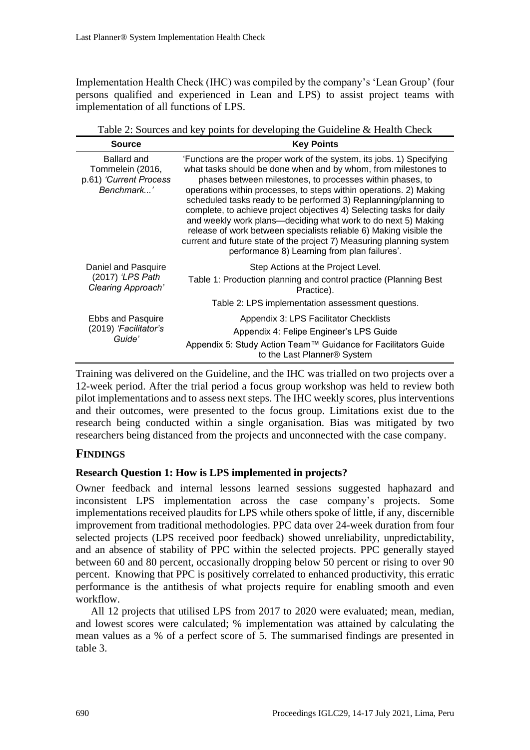Implementation Health Check (IHC) was compiled by the company's 'Lean Group' (four persons qualified and experienced in Lean and LPS) to assist project teams with implementation of all functions of LPS.

Table 2: Sources and key points for developing the Guideline & Health Check

| Source | Key Points |
|---|---|
| Ballard and Tommelein (2016, p.61) *'Current Process Benchmark...'* | 'Functions are the proper work of the system, its jobs. 1) Specifying what tasks should be done when and by whom, from milestones to phases between milestones, to processes within phases, to operations within processes, to steps within operations. 2) Making scheduled tasks ready to be performed 3) Replanning/planning to complete, to achieve project objectives 4) Selecting tasks for daily and weekly work plans—deciding what work to do next 5) Making release of work between specialists reliable 6) Making visible the current and future state of the project 7) Measuring planning system performance 8) Learning from plan failures'. |
| Daniel and Pasquire (2017) *'LPS Path Clearing Approach'* | Step Actions at the Project Level.<br>Table 1: Production planning and control practice (Planning Best Practice).<br>Table 2: LPS implementation assessment questions. |
| Ebbs and Pasquire (2019) *'Facilitator's Guide'* | Appendix 3: LPS Facilitator Checklists<br>Appendix 4: Felipe Engineer's LPS Guide<br>Appendix 5: Study Action Team™ Guidance for Facilitators Guide to the Last Planner® System |

Training was delivered on the Guideline, and the IHC was trialled on two projects over a 12-week period. After the trial period a focus group workshop was held to review both pilot implementations and to assess next steps. The IHC weekly scores, plus interventions and their outcomes, were presented to the focus group. Limitations exist due to the research being conducted within a single organisation. Bias was mitigated by two researchers being distanced from the projects and unconnected with the case company.

## FINDINGS

### Research Question 1: How is LPS implemented in projects?

Owner feedback and internal lessons learned sessions suggested haphazard and inconsistent LPS implementation across the case company's projects. Some implementations received plaudits for LPS while others spoke of little, if any, discernible improvement from traditional methodologies. PPC data over 24-week duration from four selected projects (LPS received poor feedback) showed unreliability, unpredictability, and an absence of stability of PPC within the selected projects. PPC generally stayed between 60 and 80 percent, occasionally dropping below 50 percent or rising to over 90 percent. Knowing that PPC is positively correlated to enhanced productivity, this erratic performance is the antithesis of what projects require for enabling smooth and even workflow.

All 12 projects that utilised LPS from 2017 to 2020 were evaluated; mean, median, and lowest scores were calculated; % implementation was attained by calculating the mean values as a % of a perfect score of 5. The summarised findings are presented in table 3.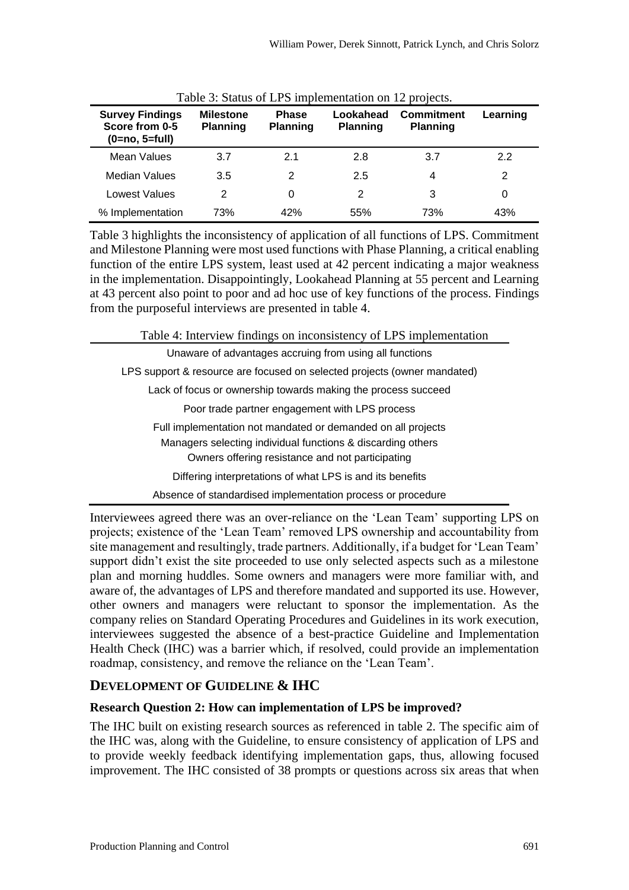Table 3: Status of LPS implementation on 12 projects.

| Survey Findings Score from 0-5 (0=no, 5=full) | Milestone Planning | Phase Planning | Lookahead Planning | Commitment Planning | Learning |
|---|---|---|---|---|---|
| Mean Values | 3.7 | 2.1 | 2.8 | 3.7 | 2.2 |
| Median Values | 3.5 | 2 | 2.5 | 4 | 2 |
| Lowest Values | 2 | 0 | 2 | 3 | 0 |
| % Implementation | 73% | 42% | 55% | 73% | 43% |

Table 3 highlights the inconsistency of application of all functions of LPS. Commitment and Milestone Planning were most used functions with Phase Planning, a critical enabling function of the entire LPS system, least used at 42 percent indicating a major weakness in the implementation. Disappointingly, Lookahead Planning at 55 percent and Learning at 43 percent also point to poor and ad hoc use of key functions of the process. Findings from the purposeful interviews are presented in table 4.

Table 4: Interview findings on inconsistency of LPS implementation

| |
|---|
| Unaware of advantages accruing from using all functions |
| LPS support & resource are focused on selected projects (owner mandated) |
| Lack of focus or ownership towards making the process succeed |
| Poor trade partner engagement with LPS process |
| Full implementation not mandated or demanded on all projects |
| Managers selecting individual functions & discarding others |
| Owners offering resistance and not participating |
| Differing interpretations of what LPS is and its benefits |
| Absence of standardised implementation process or procedure |

Interviewees agreed there was an over-reliance on the 'Lean Team' supporting LPS on projects; existence of the 'Lean Team' removed LPS ownership and accountability from site management and resultingly, trade partners. Additionally, if a budget for 'Lean Team' support didn't exist the site proceeded to use only selected aspects such as a milestone plan and morning huddles. Some owners and managers were more familiar with, and aware of, the advantages of LPS and therefore mandated and supported its use. However, other owners and managers were reluctant to sponsor the implementation. As the company relies on Standard Operating Procedures and Guidelines in its work execution, interviewees suggested the absence of a best-practice Guideline and Implementation Health Check (IHC) was a barrier which, if resolved, could provide an implementation roadmap, consistency, and remove the reliance on the 'Lean Team'.

## DEVELOPMENT OF GUIDELINE & IHC

### Research Question 2: How can implementation of LPS be improved?

The IHC built on existing research sources as referenced in table 2. The specific aim of the IHC was, along with the Guideline, to ensure consistency of application of LPS and to provide weekly feedback identifying implementation gaps, thus, allowing focused improvement. The IHC consisted of 38 prompts or questions across six areas that when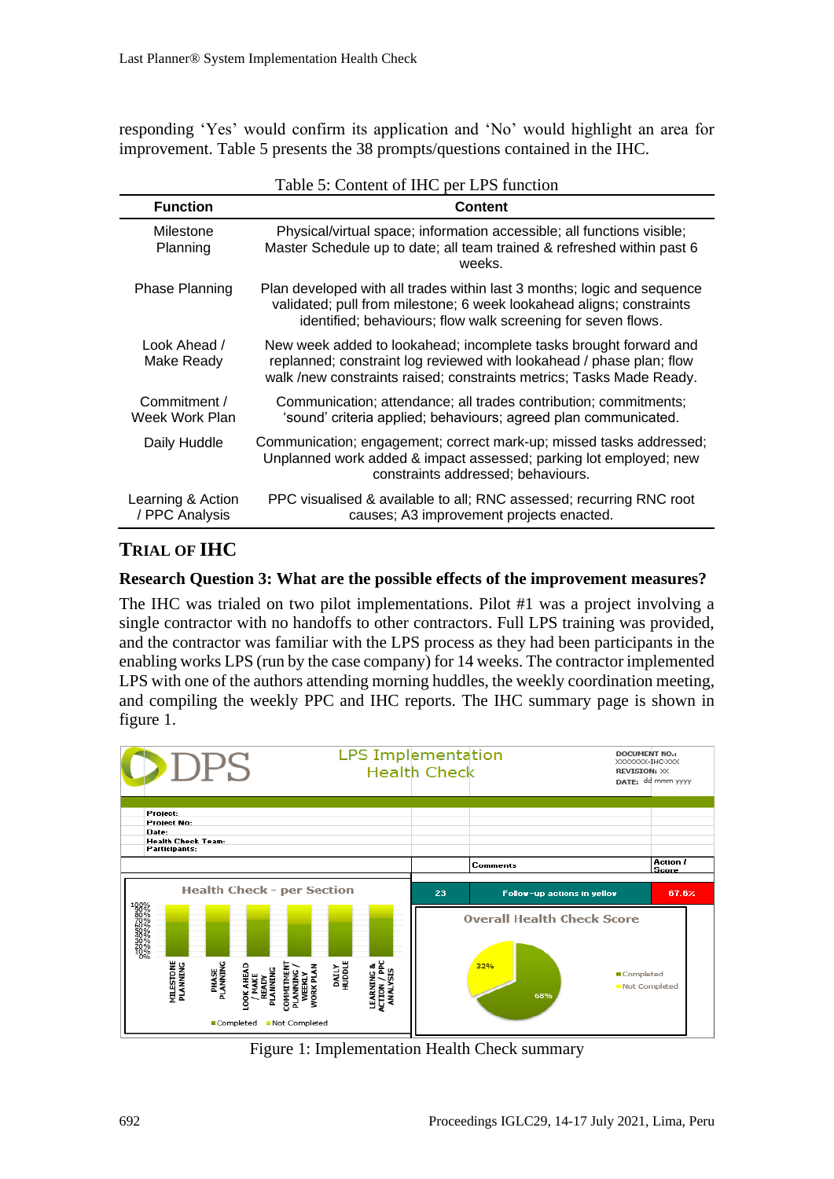responding 'Yes' would confirm its application and 'No' would highlight an area for improvement. Table 5 presents the 38 prompts/questions contained in the IHC.

Table 5: Content of IHC per LPS function

| Function | Content |
|---|---|
| Milestone Planning | Physical/virtual space; information accessible; all functions visible; Master Schedule up to date; all team trained & refreshed within past 6 weeks. |
| Phase Planning | Plan developed with all trades within last 3 months; logic and sequence validated; pull from milestone; 6 week lookahead aligns; constraints identified; behaviours; flow walk screening for seven flows. |
| Look Ahead / Make Ready | New week added to lookahead; incomplete tasks brought forward and replanned; constraint log reviewed with lookahead / phase plan; flow walk /new constraints raised; constraints metrics; Tasks Made Ready. |
| Commitment / Week Work Plan | Communication; attendance; all trades contribution; commitments; 'sound' criteria applied; behaviours; agreed plan communicated. |
| Daily Huddle | Communication; engagement; correct mark-up; missed tasks addressed; Unplanned work added & impact assessed; parking lot employed; new constraints addressed; behaviours. |
| Learning & Action / PPC Analysis | PPC visualised & available to all; RNC assessed; recurring RNC root causes; A3 improvement projects enacted. |

## TRIAL OF IHC

### Research Question 3: What are the possible effects of the improvement measures?

The IHC was trialed on two pilot implementations. Pilot #1 was a project involving a single contractor with no handoffs to other contractors. Full LPS training was provided, and the contractor was familiar with the LPS process as they had been participants in the enabling works LPS (run by the case company) for 14 weeks. The contractor implemented LPS with one of the authors attending morning huddles, the weekly coordination meeting, and compiling the weekly PPC and IHC reports. The IHC summary page is shown in figure 1.

Figure 1: Implementation Health Check summary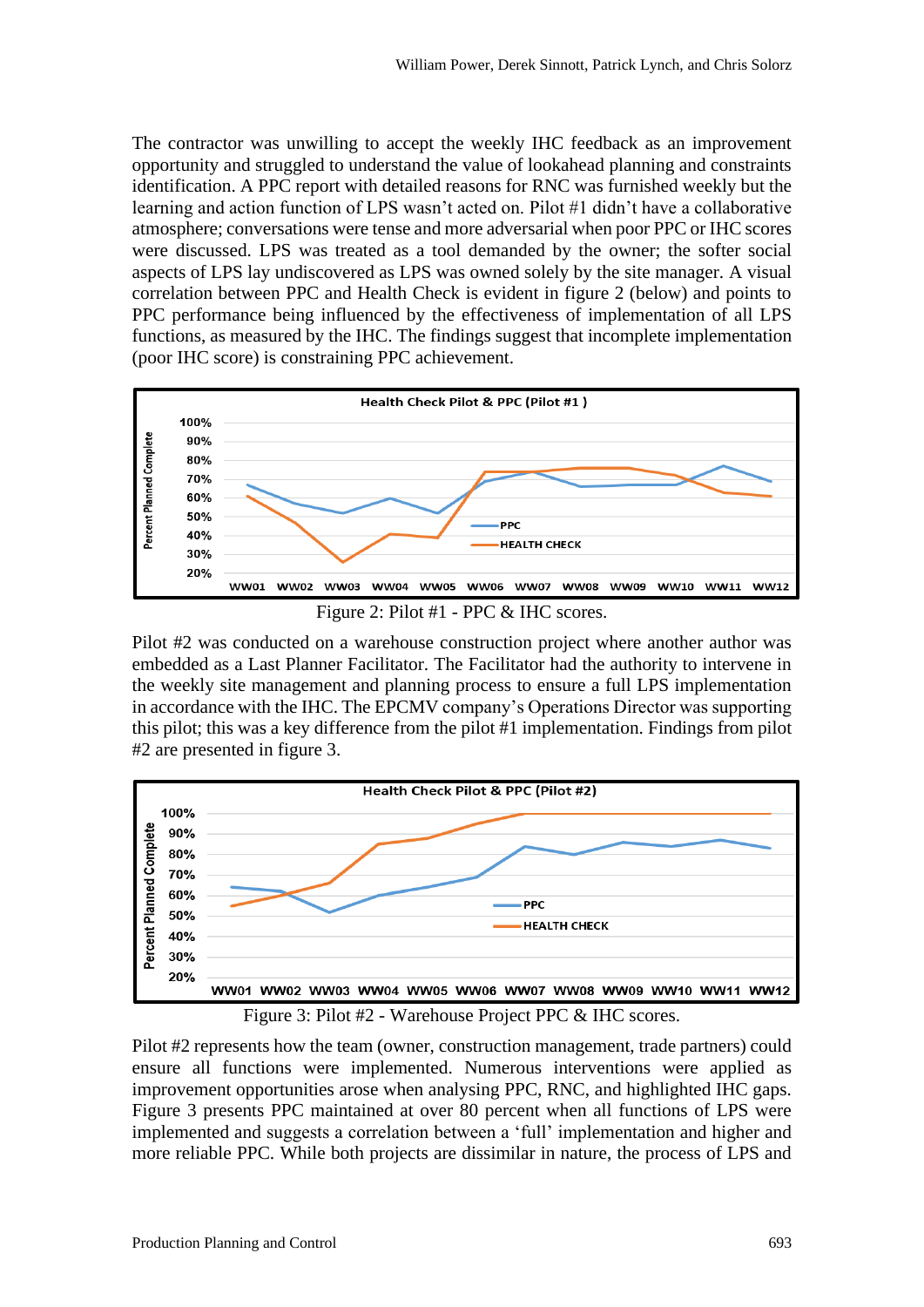The contractor was unwilling to accept the weekly IHC feedback as an improvement opportunity and struggled to understand the value of lookahead planning and constraints identification. A PPC report with detailed reasons for RNC was furnished weekly but the learning and action function of LPS wasn't acted on. Pilot #1 didn't have a collaborative atmosphere; conversations were tense and more adversarial when poor PPC or IHC scores were discussed. LPS was treated as a tool demanded by the owner; the softer social aspects of LPS lay undiscovered as LPS was owned solely by the site manager. A visual correlation between PPC and Health Check is evident in figure 2 (below) and points to PPC performance being influenced by the effectiveness of implementation of all LPS functions, as measured by the IHC. The findings suggest that incomplete implementation (poor IHC score) is constraining PPC achievement.

Figure 2: Pilot #1 - PPC & IHC scores.

Pilot #2 was conducted on a warehouse construction project where another author was embedded as a Last Planner Facilitator. The Facilitator had the authority to intervene in the weekly site management and planning process to ensure a full LPS implementation in accordance with the IHC. The EPCMV company's Operations Director was supporting this pilot; this was a key difference from the pilot #1 implementation. Findings from pilot #2 are presented in figure 3.

Figure 3: Pilot #2 - Warehouse Project PPC & IHC scores.

Pilot #2 represents how the team (owner, construction management, trade partners) could ensure all functions were implemented. Numerous interventions were applied as improvement opportunities arose when analysing PPC, RNC, and highlighted IHC gaps. Figure 3 presents PPC maintained at over 80 percent when all functions of LPS were implemented and suggests a correlation between a 'full' implementation and higher and more reliable PPC. While both projects are dissimilar in nature, the process of LPS and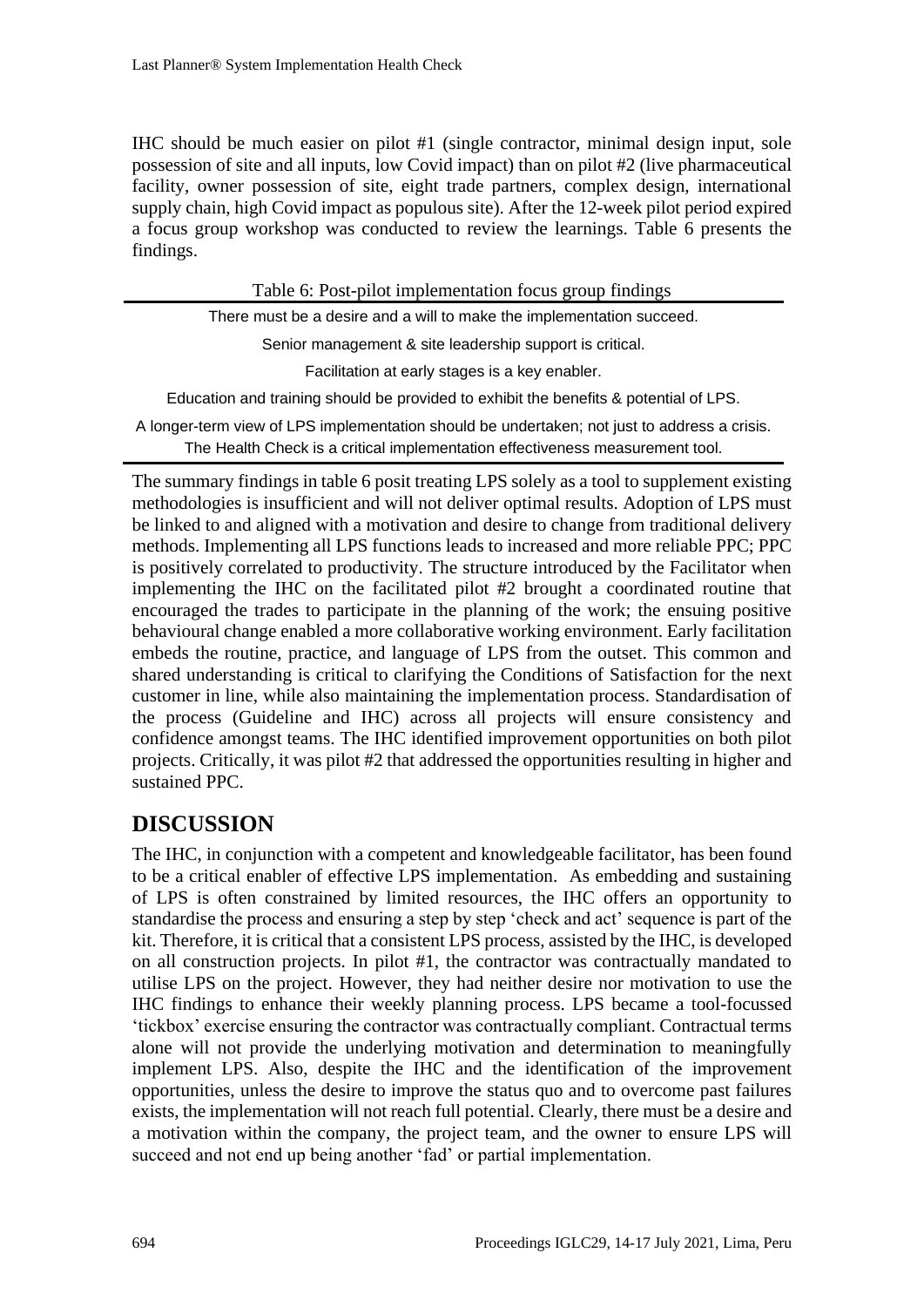IHC should be much easier on pilot #1 (single contractor, minimal design input, sole possession of site and all inputs, low Covid impact) than on pilot #2 (live pharmaceutical facility, owner possession of site, eight trade partners, complex design, international supply chain, high Covid impact as populous site). After the 12-week pilot period expired a focus group workshop was conducted to review the learnings. Table 6 presents the findings.

Table 6: Post-pilot implementation focus group findings

| Table 6: Post-pilot implementation focus group findings |
| --- |
| There must be a desire and a will to make the implementation succeed. |
| Senior management & site leadership support is critical. |
| Facilitation at early stages is a key enabler. |
| Education and training should be provided to exhibit the benefits & potential of LPS. |
| A longer-term view of LPS implementation should be undertaken; not just to address a crisis. |
| The Health Check is a critical implementation effectiveness measurement tool. |

The summary findings in table 6 posit treating LPS solely as a tool to supplement existing methodologies is insufficient and will not deliver optimal results. Adoption of LPS must be linked to and aligned with a motivation and desire to change from traditional delivery methods. Implementing all LPS functions leads to increased and more reliable PPC; PPC is positively correlated to productivity. The structure introduced by the Facilitator when implementing the IHC on the facilitated pilot #2 brought a coordinated routine that encouraged the trades to participate in the planning of the work; the ensuing positive behavioural change enabled a more collaborative working environment. Early facilitation embeds the routine, practice, and language of LPS from the outset. This common and shared understanding is critical to clarifying the Conditions of Satisfaction for the next customer in line, while also maintaining the implementation process. Standardisation of the process (Guideline and IHC) across all projects will ensure consistency and confidence amongst teams. The IHC identified improvement opportunities on both pilot projects. Critically, it was pilot #2 that addressed the opportunities resulting in higher and sustained PPC.

## DISCUSSION

The IHC, in conjunction with a competent and knowledgeable facilitator, has been found to be a critical enabler of effective LPS implementation. As embedding and sustaining of LPS is often constrained by limited resources, the IHC offers an opportunity to standardise the process and ensuring a step by step 'check and act' sequence is part of the kit. Therefore, it is critical that a consistent LPS process, assisted by the IHC, is developed on all construction projects. In pilot #1, the contractor was contractually mandated to utilise LPS on the project. However, they had neither desire nor motivation to use the IHC findings to enhance their weekly planning process. LPS became a tool-focussed 'tickbox' exercise ensuring the contractor was contractually compliant. Contractual terms alone will not provide the underlying motivation and determination to meaningfully implement LPS. Also, despite the IHC and the identification of the improvement opportunities, unless the desire to improve the status quo and to overcome past failures exists, the implementation will not reach full potential. Clearly, there must be a desire and a motivation within the company, the project team, and the owner to ensure LPS will succeed and not end up being another 'fad' or partial implementation.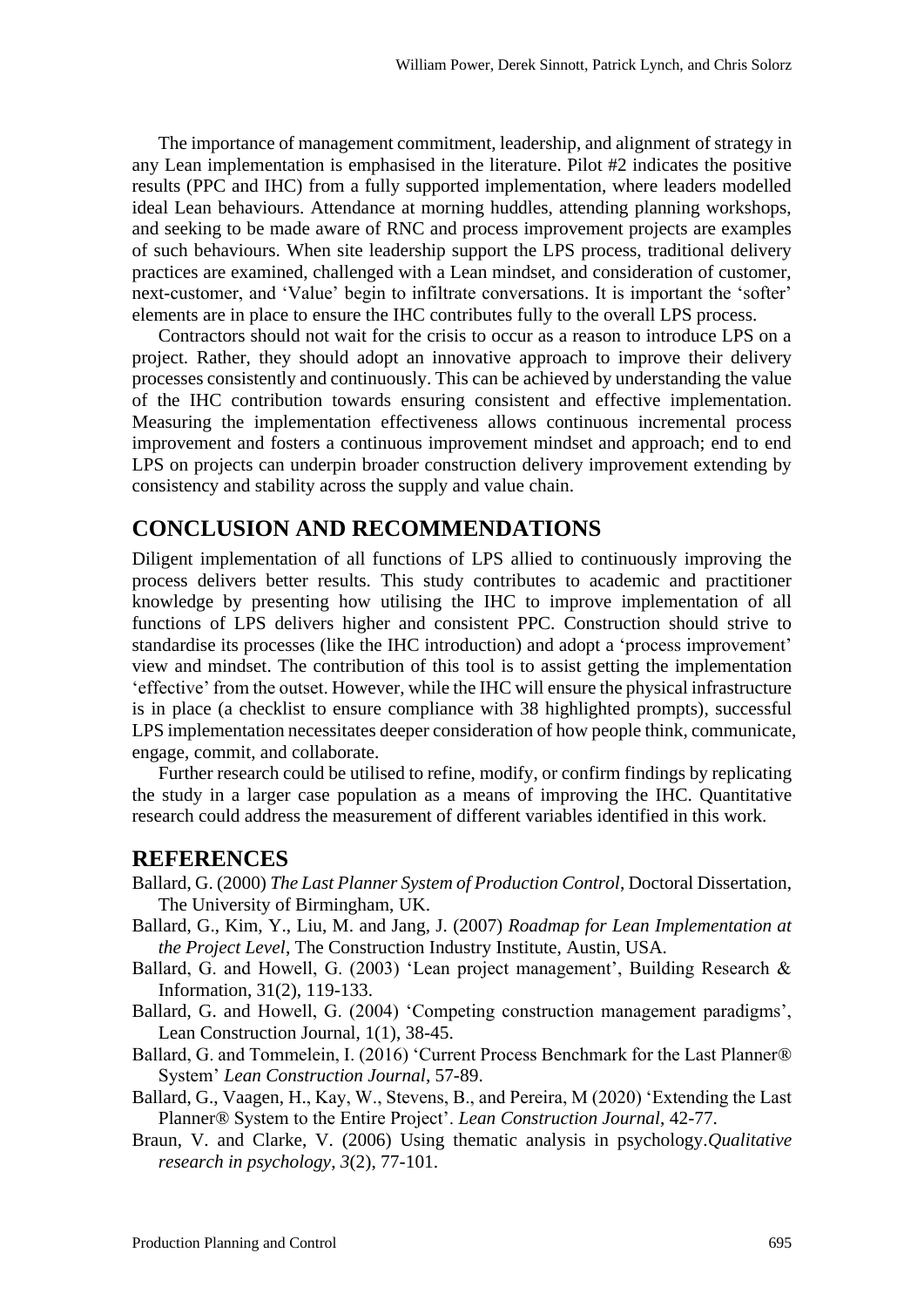The importance of management commitment, leadership, and alignment of strategy in any Lean implementation is emphasised in the literature. Pilot #2 indicates the positive results (PPC and IHC) from a fully supported implementation, where leaders modelled ideal Lean behaviours. Attendance at morning huddles, attending planning workshops, and seeking to be made aware of RNC and process improvement projects are examples of such behaviours. When site leadership support the LPS process, traditional delivery practices are examined, challenged with a Lean mindset, and consideration of customer, next-customer, and 'Value' begin to infiltrate conversations. It is important the 'softer' elements are in place to ensure the IHC contributes fully to the overall LPS process.

Contractors should not wait for the crisis to occur as a reason to introduce LPS on a project. Rather, they should adopt an innovative approach to improve their delivery processes consistently and continuously. This can be achieved by understanding the value of the IHC contribution towards ensuring consistent and effective implementation. Measuring the implementation effectiveness allows continuous incremental process improvement and fosters a continuous improvement mindset and approach; end to end LPS on projects can underpin broader construction delivery improvement extending by consistency and stability across the supply and value chain.

## CONCLUSION AND RECOMMENDATIONS

Diligent implementation of all functions of LPS allied to continuously improving the process delivers better results. This study contributes to academic and practitioner knowledge by presenting how utilising the IHC to improve implementation of all functions of LPS delivers higher and consistent PPC. Construction should strive to standardise its processes (like the IHC introduction) and adopt a 'process improvement' view and mindset. The contribution of this tool is to assist getting the implementation 'effective' from the outset. However, while the IHC will ensure the physical infrastructure is in place (a checklist to ensure compliance with 38 highlighted prompts), successful LPS implementation necessitates deeper consideration of how people think, communicate, engage, commit, and collaborate.

Further research could be utilised to refine, modify, or confirm findings by replicating the study in a larger case population as a means of improving the IHC. Quantitative research could address the measurement of different variables identified in this work.

## REFERENCES

Ballard, G. (2000) *The Last Planner System of Production Control*, Doctoral Dissertation, The University of Birmingham, UK.

Ballard, G., Kim, Y., Liu, M. and Jang, J. (2007) *Roadmap for Lean Implementation at the Project Level*, The Construction Industry Institute, Austin, USA.

Ballard, G. and Howell, G. (2003) 'Lean project management', Building Research & Information, 31(2), 119-133.

Ballard, G. and Howell, G. (2004) 'Competing construction management paradigms', Lean Construction Journal, 1(1), 38-45.

Ballard, G. and Tommelein, I. (2016) 'Current Process Benchmark for the Last Planner® System' *Lean Construction Journal*, 57-89.

Ballard, G., Vaagen, H., Kay, W., Stevens, B., and Pereira, M (2020) 'Extending the Last Planner® System to the Entire Project'. *Lean Construction Journal*, 42-77.

Braun, V. and Clarke, V. (2006) Using thematic analysis in psychology.*Qualitative research in psychology*, *3*(2), 77-101.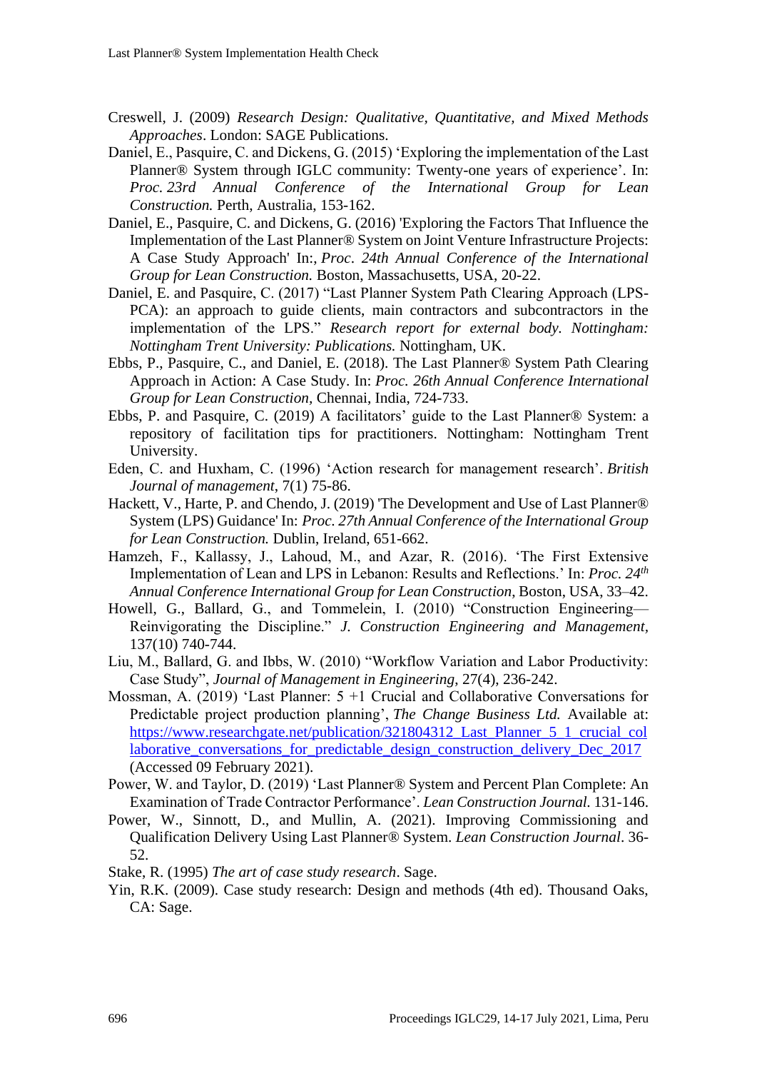Creswell, J. (2009) *Research Design: Qualitative, Quantitative, and Mixed Methods Approaches*. London: SAGE Publications.

Daniel, E., Pasquire, C. and Dickens, G. (2015) 'Exploring the implementation of the Last Planner® System through IGLC community: Twenty-one years of experience'. In: *Proc. 23rd Annual Conference of the International Group for Lean Construction.* Perth, Australia, 153-162.

Daniel, E., Pasquire, C. and Dickens, G. (2016) 'Exploring the Factors That Influence the Implementation of the Last Planner® System on Joint Venture Infrastructure Projects: A Case Study Approach' In:, *Proc. 24th Annual Conference of the International Group for Lean Construction.* Boston, Massachusetts, USA, 20-22.

Daniel, E. and Pasquire, C. (2017) "Last Planner System Path Clearing Approach (LPS-PCA): an approach to guide clients, main contractors and subcontractors in the implementation of the LPS." *Research report for external body. Nottingham: Nottingham Trent University: Publications.* Nottingham, UK.

Ebbs, P., Pasquire, C., and Daniel, E. (2018). The Last Planner® System Path Clearing Approach in Action: A Case Study. In: *Proc. 26th Annual Conference International Group for Lean Construction,* Chennai, India, 724-733.

Ebbs, P. and Pasquire, C. (2019) A facilitators' guide to the Last Planner® System: a repository of facilitation tips for practitioners. Nottingham: Nottingham Trent University.

Eden, C. and Huxham, C. (1996) 'Action research for management research'. *British Journal of management*, 7(1) 75-86.

Hackett, V., Harte, P. and Chendo, J. (2019) 'The Development and Use of Last Planner® System (LPS) Guidance' In: *Proc. 27th Annual Conference of the International Group for Lean Construction.* Dublin, Ireland, 651-662.

Hamzeh, F., Kallassy, J., Lahoud, M., and Azar, R. (2016). 'The First Extensive Implementation of Lean and LPS in Lebanon: Results and Reflections.' In: *Proc. 24th Annual Conference International Group for Lean Construction*, Boston, USA, 33–42.

Howell, G., Ballard, G., and Tommelein, I. (2010) "Construction Engineering—Reinvigorating the Discipline." *J. Construction Engineering and Management,* 137(10) 740-744.

Liu, M., Ballard, G. and Ibbs, W. (2010) "Workflow Variation and Labor Productivity: Case Study", *Journal of Management in Engineering*, 27(4), 236-242.

Mossman, A. (2019) 'Last Planner: 5 +1 Crucial and Collaborative Conversations for Predictable project production planning', *The Change Business Ltd.* Available at: https://www.researchgate.net/publication/321804312_Last_Planner_5_1_crucial_collaborative_conversations_for_predictable_design_construction_delivery_Dec_2017 (Accessed 09 February 2021).

Power, W. and Taylor, D. (2019) 'Last Planner® System and Percent Plan Complete: An Examination of Trade Contractor Performance'. *Lean Construction Journal.* 131-146.

Power, W., Sinnott, D., and Mullin, A. (2021). Improving Commissioning and Qualification Delivery Using Last Planner® System. *Lean Construction Journal*. 36-52.

Stake, R. (1995) *The art of case study research*. Sage.

Yin, R.K. (2009). Case study research: Design and methods (4th ed). Thousand Oaks, CA: Sage.